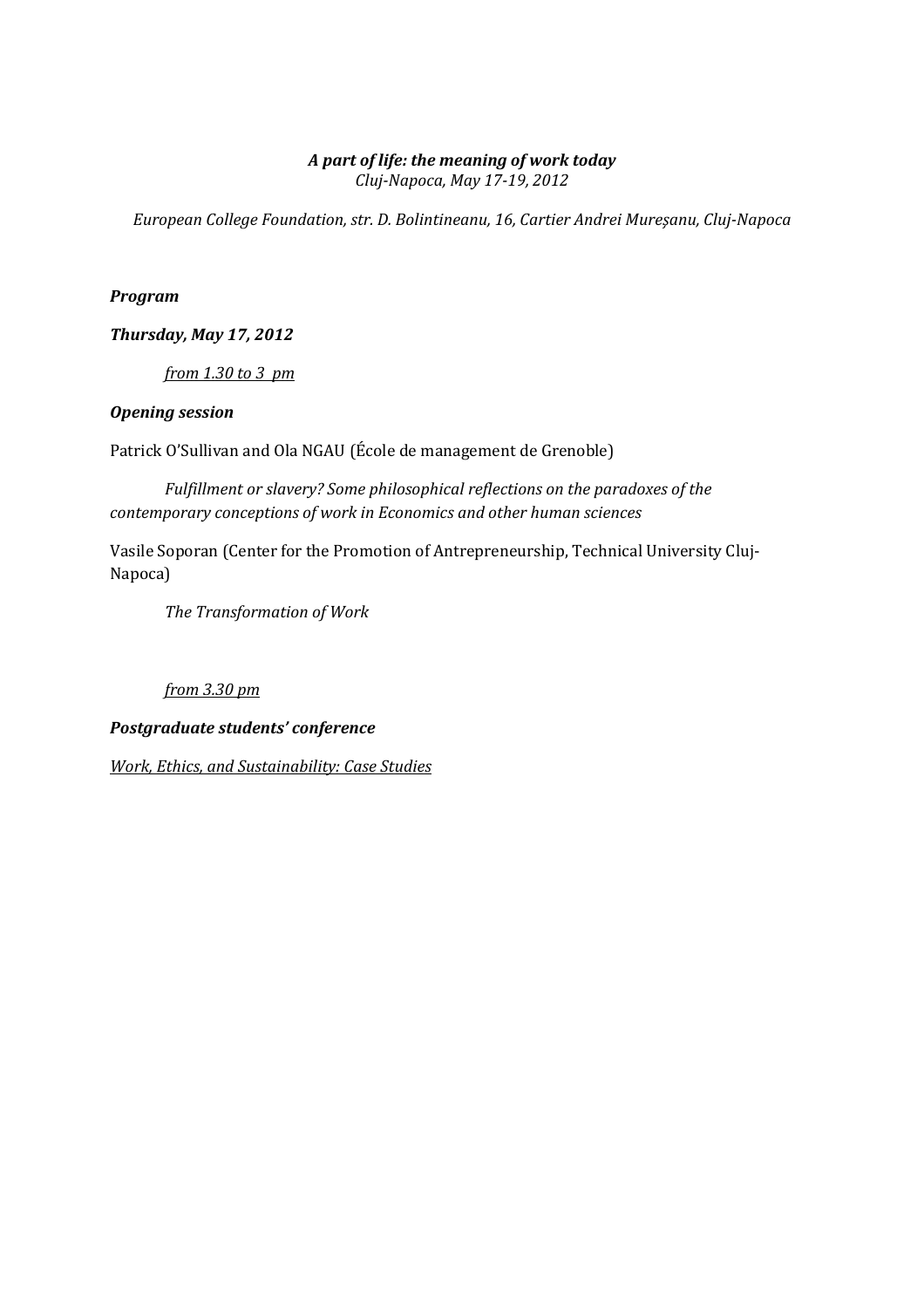***A part of life: the meaning of work today***

*Cluj-Napoca, May 17-19, 2012*

*European College Foundation, str. D. Bolintineanu, 16, Cartier Andrei Mureșanu, Cluj-Napoca*

***Program***

***Thursday, May 17, 2012***

<u>*from 1.30 to 3 pm*</u>

***Opening session***

Patrick O'Sullivan and Ola NGAU (École de management de Grenoble)

*Fulfillment or slavery? Some philosophical reflections on the paradoxes of the contemporary conceptions of work in Economics and other human sciences*

Vasile Soporan (Center for the Promotion of Antrepreneurship, Technical University Cluj-Napoca)

*The Transformation of Work*

<u>*from 3.30 pm*</u>

***Postgraduate students' conference***

<u>*Work, Ethics, and Sustainability: Case Studies*</u>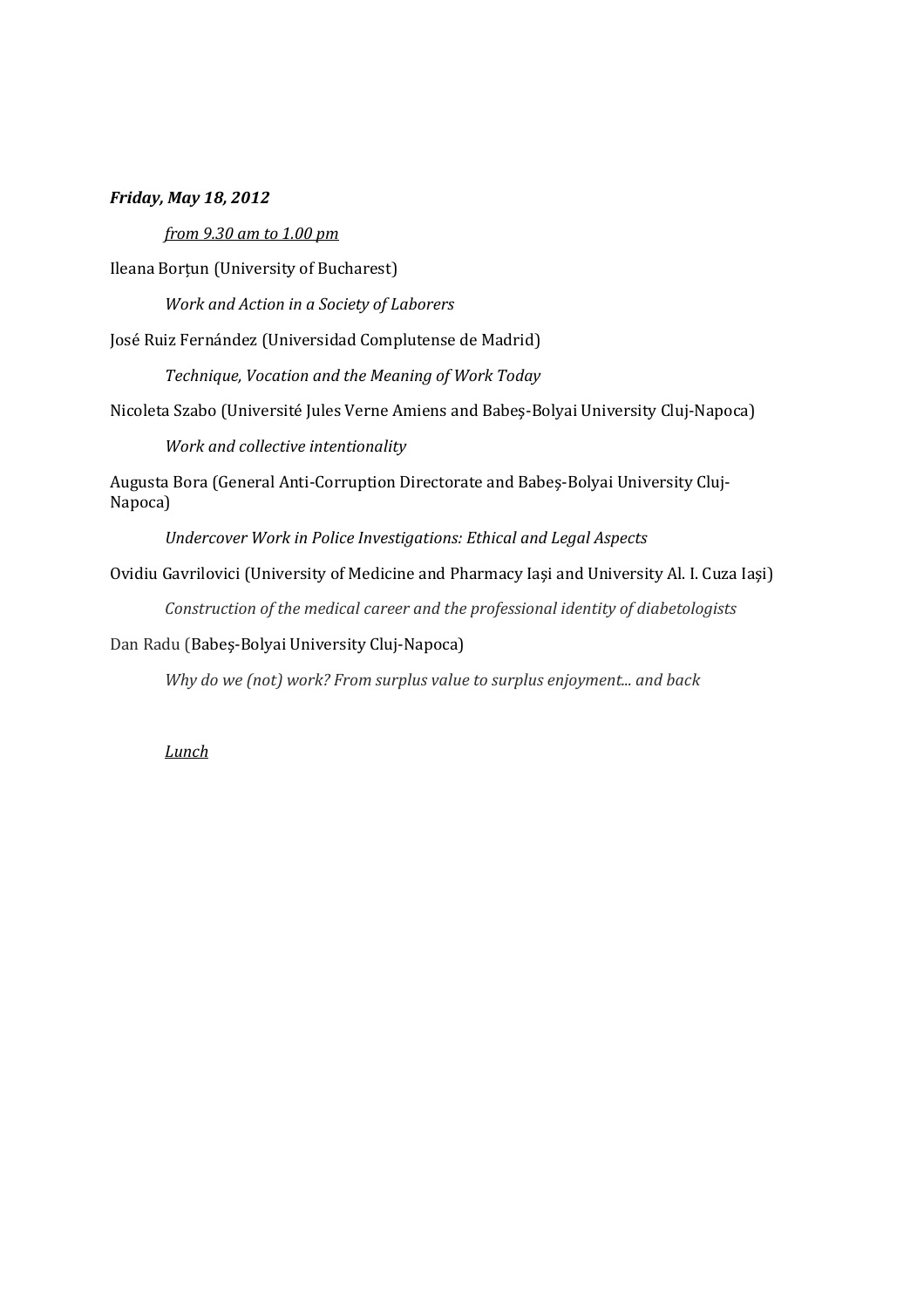***Friday, May 18, 2012***

*from 9.30 am to 1.00 pm*

Ileana Borțun (University of Bucharest)

*Work and Action in a Society of Laborers*

José Ruiz Fernández (Universidad Complutense de Madrid)

*Technique, Vocation and the Meaning of Work Today*

Nicoleta Szabo (Université Jules Verne Amiens and Babeș-Bolyai University Cluj-Napoca)

*Work and collective intentionality*

Augusta Bora (General Anti-Corruption Directorate and Babeș-Bolyai University Cluj-Napoca)

*Undercover Work in Police Investigations: Ethical and Legal Aspects*

Ovidiu Gavrilovici (University of Medicine and Pharmacy Iași and University Al. I. Cuza Iași)

*Construction of the medical career and the professional identity of diabetologists*

Dan Radu (Babeș-Bolyai University Cluj-Napoca)

*Why do we (not) work? From surplus value to surplus enjoyment... and back*

*Lunch*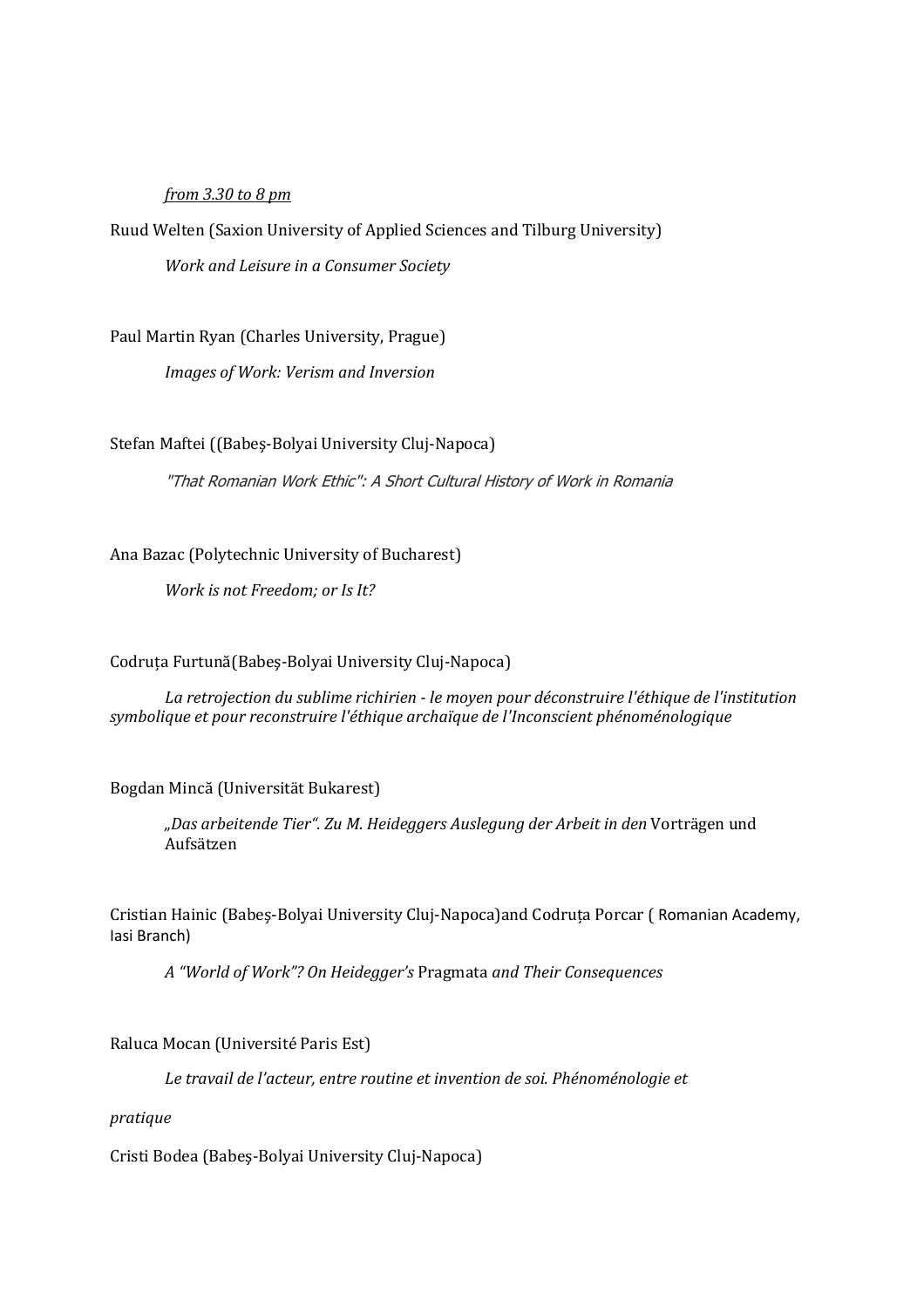*from 3.30 to 8 pm*

Ruud Welten (Saxion University of Applied Sciences and Tilburg University)

*Work and Leisure in a Consumer Society*

Paul Martin Ryan (Charles University, Prague)

*Images of Work: Verism and Inversion*

Stefan Maftei ((Babeş-Bolyai University Cluj-Napoca)

*"That Romanian Work Ethic": A Short Cultural History of Work in Romania*

Ana Bazac (Polytechnic University of Bucharest)

*Work is not Freedom; or Is It?*

Codruţa Furtună(Babeş-Bolyai University Cluj-Napoca)

*La retrojection du sublime richirien - le moyen pour déconstruire l'éthique de l'institution symbolique et pour reconstruire l'éthique archaïque de l'Inconscient phénoménologique*

Bogdan Mincă (Universität Bukarest)

*„Das arbeitende Tier". Zu M. Heideggers Auslegung der Arbeit in den* Vorträgen und Aufsätzen

Cristian Hainic (Babeş-Bolyai University Cluj-Napoca)and Codruţa Porcar ( Romanian Academy, Iasi Branch)

*A "World of Work"? On Heidegger's* Pragmata *and Their Consequences*

Raluca Mocan (Université Paris Est)

*Le travail de l'acteur, entre routine et invention de soi. Phénoménologie et*

*pratique*

Cristi Bodea (Babeş-Bolyai University Cluj-Napoca)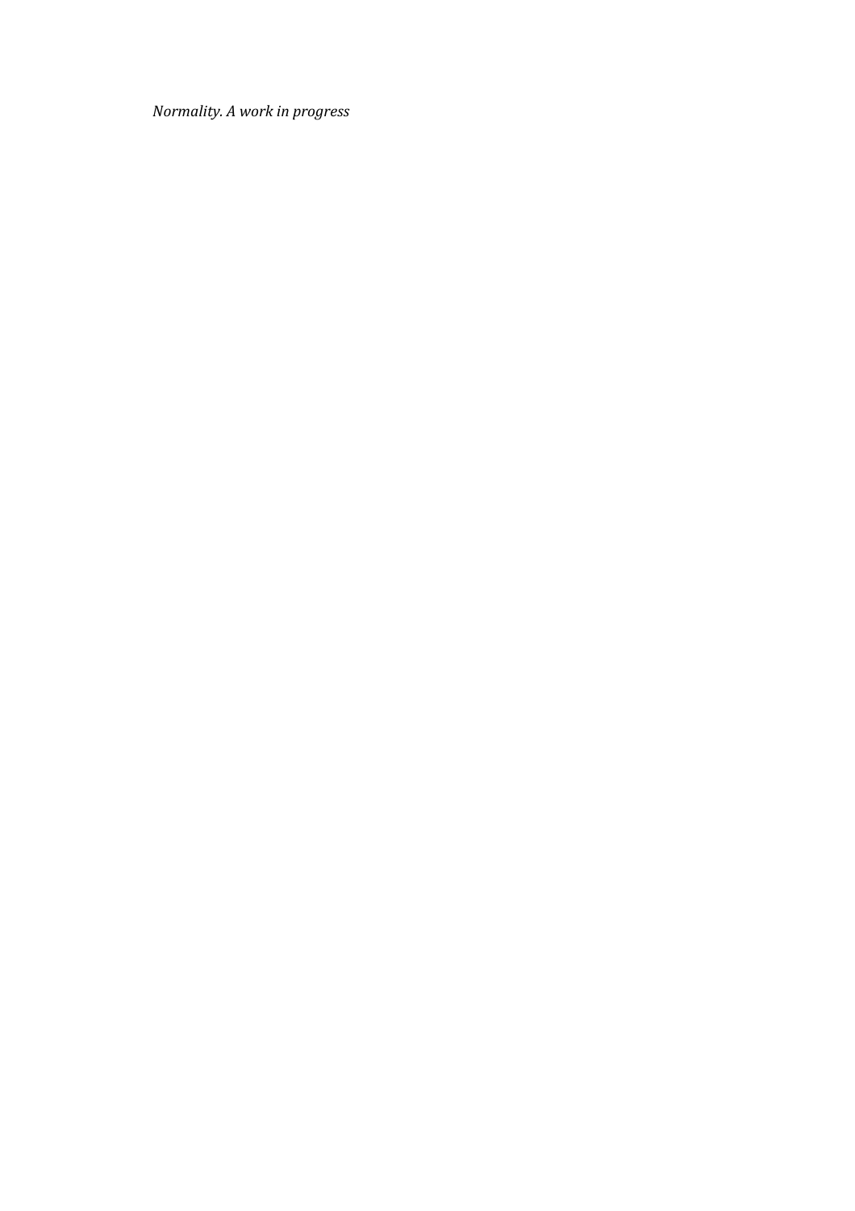*Normality. A work in progress*